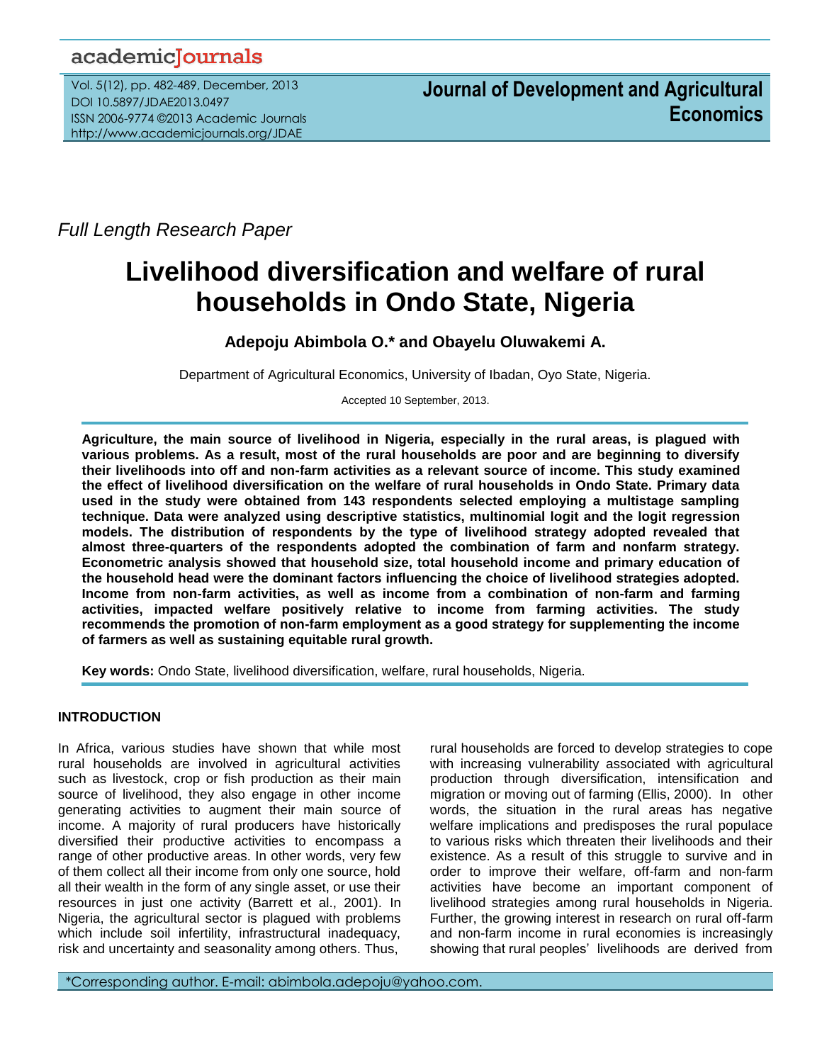*Full Length Research Paper*

# Livelihood diversification and welfare of rural households in Ondo State, Nigeria

**Adepoju Abimbola O.* and Obayelu Oluwakemi A.**

Department of Agricultural Economics, University of Ibadan, Oyo State, Nigeria.

Accepted 10 September, 2013.

**Agriculture, the main source of livelihood in Nigeria, especially in the rural areas, is plagued with various problems. As a result, most of the rural households are poor and are beginning to diversify their livelihoods into off and non-farm activities as a relevant source of income. This study examined the effect of livelihood diversification on the welfare of rural households in Ondo State. Primary data used in the study were obtained from 143 respondents selected employing a multistage sampling technique. Data were analyzed using descriptive statistics, multinomial logit and the logit regression models. The distribution of respondents by the type of livelihood strategy adopted revealed that almost three-quarters of the respondents adopted the combination of farm and nonfarm strategy. Econometric analysis showed that household size, total household income and primary education of the household head were the dominant factors influencing the choice of livelihood strategies adopted. Income from non-farm activities, as well as income from a combination of non-farm and farming activities, impacted welfare positively relative to income from farming activities. The study recommends the promotion of non-farm employment as a good strategy for supplementing the income of farmers as well as sustaining equitable rural growth.**

**Key words:** Ondo State, livelihood diversification, welfare, rural households, Nigeria.

## INTRODUCTION

In Africa, various studies have shown that while most rural households are involved in agricultural activities such as livestock, crop or fish production as their main source of livelihood, they also engage in other income generating activities to augment their main source of income. A majority of rural producers have historically diversified their productive activities to encompass a range of other productive areas. In other words, very few of them collect all their income from only one source, hold all their wealth in the form of any single asset, or use their resources in just one activity (Barrett et al., 2001). In Nigeria, the agricultural sector is plagued with problems which include soil infertility, infrastructural inadequacy, risk and uncertainty and seasonality among others. Thus, rural households are forced to develop strategies to cope with increasing vulnerability associated with agricultural production through diversification, intensification and migration or moving out of farming (Ellis, 2000). In other words, the situation in the rural areas has negative welfare implications and predisposes the rural populace to various risks which threaten their livelihoods and their existence. As a result of this struggle to survive and in order to improve their welfare, off-farm and non-farm activities have become an important component of livelihood strategies among rural households in Nigeria. Further, the growing interest in research on rural off-farm and non-farm income in rural economies is increasingly showing that rural peoples' livelihoods are derived from

*Corresponding author. E-mail: abimbola.adepoju@yahoo.com.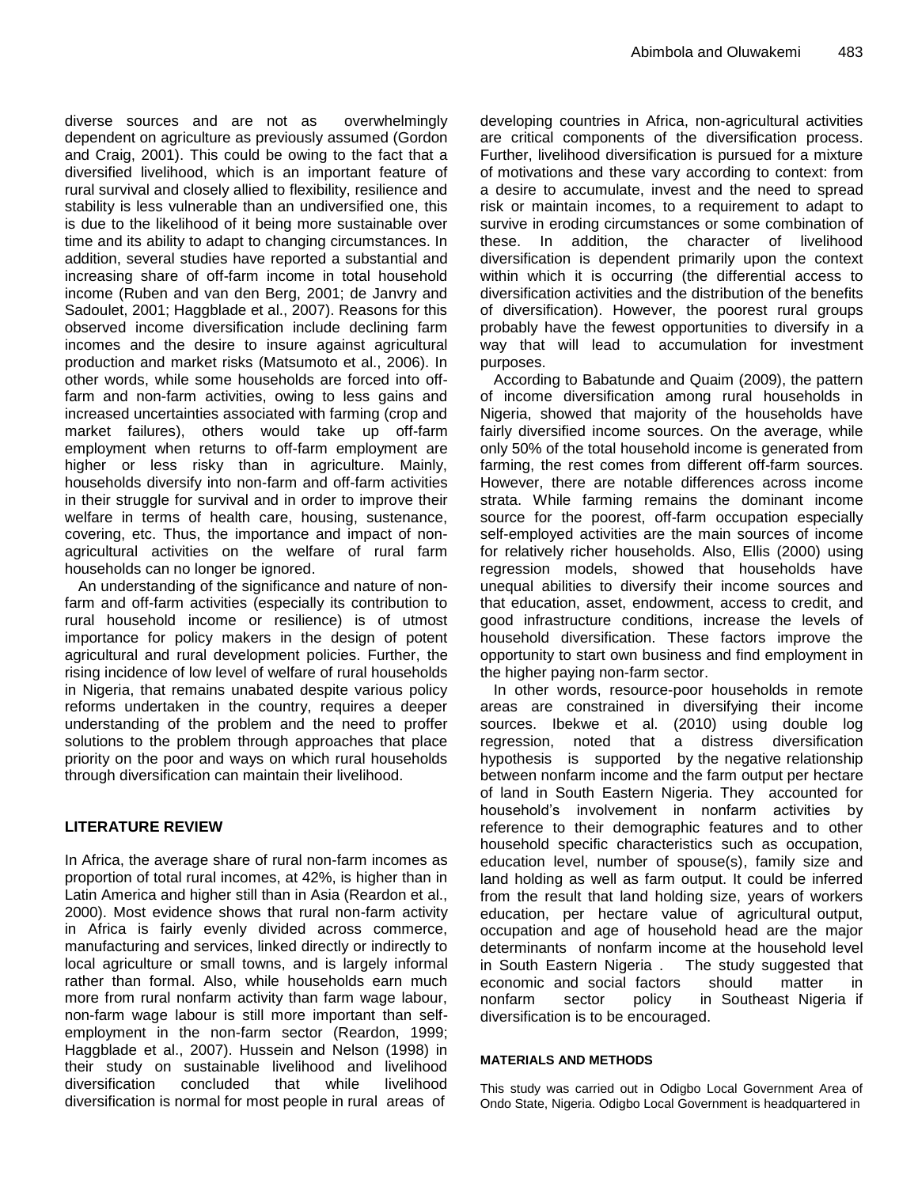diverse sources and are not as overwhelmingly dependent on agriculture as previously assumed (Gordon and Craig, 2001). This could be owing to the fact that a diversified livelihood, which is an important feature of rural survival and closely allied to flexibility, resilience and stability is less vulnerable than an undiversified one, this is due to the likelihood of it being more sustainable over time and its ability to adapt to changing circumstances. In addition, several studies have reported a substantial and increasing share of off-farm income in total household income (Ruben and van den Berg, 2001; de Janvry and Sadoulet, 2001; Haggblade et al., 2007). Reasons for this observed income diversification include declining farm incomes and the desire to insure against agricultural production and market risks (Matsumoto et al., 2006). In other words, while some households are forced into off-farm and non-farm activities, owing to less gains and increased uncertainties associated with farming (crop and market failures), others would take up off-farm employment when returns to off-farm employment are higher or less risky than in agriculture. Mainly, households diversify into non-farm and off-farm activities in their struggle for survival and in order to improve their welfare in terms of health care, housing, sustenance, covering, etc. Thus, the importance and impact of non-agricultural activities on the welfare of rural farm households can no longer be ignored.

An understanding of the significance and nature of non-farm and off-farm activities (especially its contribution to rural household income or resilience) is of utmost importance for policy makers in the design of potent agricultural and rural development policies. Further, the rising incidence of low level of welfare of rural households in Nigeria, that remains unabated despite various policy reforms undertaken in the country, requires a deeper understanding of the problem and the need to proffer solutions to the problem through approaches that place priority on the poor and ways on which rural households through diversification can maintain their livelihood.

## LITERATURE REVIEW

In Africa, the average share of rural non-farm incomes as proportion of total rural incomes, at 42%, is higher than in Latin America and higher still than in Asia (Reardon et al., 2000). Most evidence shows that rural non-farm activity in Africa is fairly evenly divided across commerce, manufacturing and services, linked directly or indirectly to local agriculture or small towns, and is largely informal rather than formal. Also, while households earn much more from rural nonfarm activity than farm wage labour, non-farm wage labour is still more important than self-employment in the non-farm sector (Reardon, 1999; Haggblade et al., 2007). Hussein and Nelson (1998) in their study on sustainable livelihood and livelihood diversification concluded that while livelihood diversification is normal for most people in rural areas of developing countries in Africa, non-agricultural activities are critical components of the diversification process. Further, livelihood diversification is pursued for a mixture of motivations and these vary according to context: from a desire to accumulate, invest and the need to spread risk or maintain incomes, to a requirement to adapt to survive in eroding circumstances or some combination of these. In addition, the character of livelihood diversification is dependent primarily upon the context within which it is occurring (the differential access to diversification activities and the distribution of the benefits of diversification). However, the poorest rural groups probably have the fewest opportunities to diversify in a way that will lead to accumulation for investment purposes.

According to Babatunde and Quaim (2009), the pattern of income diversification among rural households in Nigeria, showed that majority of the households have fairly diversified income sources. On the average, while only 50% of the total household income is generated from farming, the rest comes from different off-farm sources. However, there are notable differences across income strata. While farming remains the dominant income source for the poorest, off-farm occupation especially self-employed activities are the main sources of income for relatively richer households. Also, Ellis (2000) using regression models, showed that households have unequal abilities to diversify their income sources and that education, asset, endowment, access to credit, and good infrastructure conditions, increase the levels of household diversification. These factors improve the opportunity to start own business and find employment in the higher paying non-farm sector.

In other words, resource-poor households in remote areas are constrained in diversifying their income sources. Ibekwe et al. (2010) using double log regression, noted that a distress diversification hypothesis is supported by the negative relationship between nonfarm income and the farm output per hectare of land in South Eastern Nigeria. They accounted for household's involvement in nonfarm activities by reference to their demographic features and to other household specific characteristics such as occupation, education level, number of spouse(s), family size and land holding as well as farm output. It could be inferred from the result that land holding size, years of workers education, per hectare value of agricultural output, occupation and age of household head are the major determinants of nonfarm income at the household level in South Eastern Nigeria . The study suggested that economic and social factors should matter in nonfarm sector policy in Southeast Nigeria if diversification is to be encouraged.

### MATERIALS AND METHODS

This study was carried out in Odigbo Local Government Area of Ondo State, Nigeria. Odigbo Local Government is headquartered in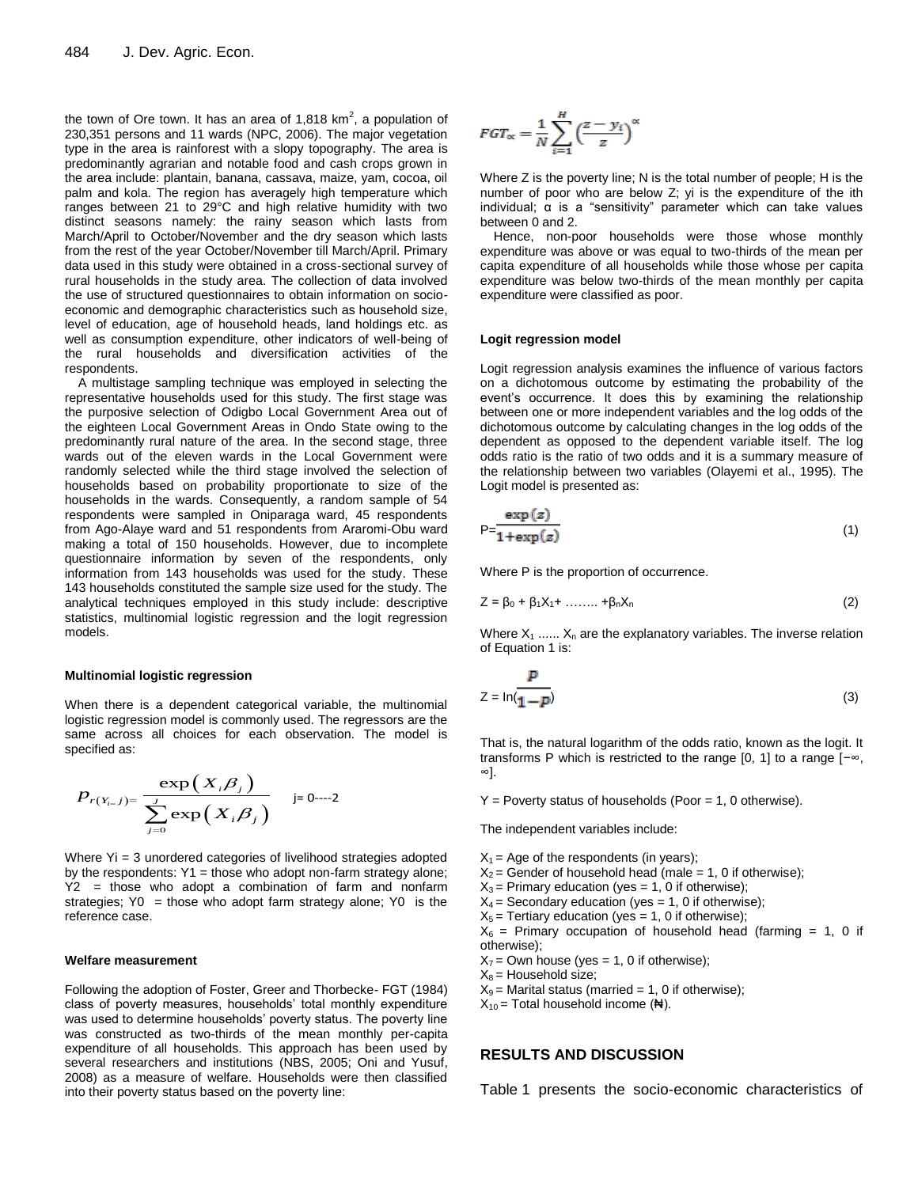the town of Ore town. It has an area of 1,818 km$^2$, a population of 230,351 persons and 11 wards (NPC, 2006). The major vegetation type in the area is rainforest with a slopy topography. The area is predominantly agrarian and notable food and cash crops grown in the area include: plantain, banana, cassava, maize, yam, cocoa, oil palm and kola. The region has averagely high temperature which ranges between 21 to 29°C and high relative humidity with two distinct seasons namely: the rainy season which lasts from March/April to October/November and the dry season which lasts from the rest of the year October/November till March/April. Primary data used in this study were obtained in a cross-sectional survey of rural households in the study area. The collection of data involved the use of structured questionnaires to obtain information on socio-economic and demographic characteristics such as household size, level of education, age of household heads, land holdings etc. as well as consumption expenditure, other indicators of well-being of the rural households and diversification activities of the respondents.

A multistage sampling technique was employed in selecting the representative households used for this study. The first stage was the purposive selection of Odigbo Local Government Area out of the eighteen Local Government Areas in Ondo State owing to the predominantly rural nature of the area. In the second stage, three wards out of the eleven wards in the Local Government were randomly selected while the third stage involved the selection of households based on probability proportionate to size of the households in the wards. Consequently, a random sample of 54 respondents were sampled in Oniparaga ward, 45 respondents from Ago-Alaye ward and 51 respondents from Araromi-Obu ward making a total of 150 households. However, due to incomplete questionnaire information by seven of the respondents, only information from 143 households was used for the study. These 143 households constituted the sample size used for the study. The analytical techniques employed in this study include: descriptive statistics, multinomial logistic regression and the logit regression models.

### Multinomial logistic regression

When there is a dependent categorical variable, the multinomial logistic regression model is commonly used. The regressors are the same across all choices for each observation. The model is specified as:

$$P_{r(Y_{i\_}j)} = \frac{\exp\left(X_i\beta_j\right)}{\sum_{j=0}^{J}\exp\left(X_i\beta_j\right)} \quad \text{j= 0----2}$$

Where Yi = 3 unordered categories of livelihood strategies adopted by the respondents: Y1 = those who adopt non-farm strategy alone; Y2 = those who adopt a combination of farm and nonfarm strategies; Y0 = those who adopt farm strategy alone; Y0 is the reference case.

### Welfare measurement

Following the adoption of Foster, Greer and Thorbecke- FGT (1984) class of poverty measures, households' total monthly expenditure was used to determine households' poverty status. The poverty line was constructed as two-thirds of the mean monthly per-capita expenditure of all households. This approach has been used by several researchers and institutions (NBS, 2005; Oni and Yusuf, 2008) as a measure of welfare. Households were then classified into their poverty status based on the poverty line:

$$FGT_\alpha = \frac{1}{N}\sum_{i=1}^{H}\left(\frac{z-y_i}{z}\right)^\alpha$$

Where Z is the poverty line; N is the total number of people; H is the number of poor who are below Z; yi is the expenditure of the ith individual; α is a "sensitivity" parameter which can take values between 0 and 2.

Hence, non-poor households were those whose monthly expenditure was above or was equal to two-thirds of the mean per capita expenditure of all households while those whose per capita expenditure was below two-thirds of the mean monthly per capita expenditure were classified as poor.

### Logit regression model

Logit regression analysis examines the influence of various factors on a dichotomous outcome by estimating the probability of the event's occurrence. It does this by examining the relationship between one or more independent variables and the log odds of the dichotomous outcome by calculating changes in the log odds of the dependent as opposed to the dependent variable itself. The log odds ratio is the ratio of two odds and it is a summary measure of the relationship between two variables (Olayemi et al., 1995). The Logit model is presented as:

$$P = \frac{\exp(z)}{1+\exp(z)} \tag{1}$$

Where P is the proportion of occurrence.

$$Z = \beta_0 + \beta_1 X_1 + \ldots\ldots + \beta_n X_n \tag{2}$$

Where $X_1$ ...... $X_n$ are the explanatory variables. The inverse relation of Equation 1 is:

$$Z = \ln\left(\frac{P}{1-P}\right) \tag{3}$$

That is, the natural logarithm of the odds ratio, known as the logit. It transforms P which is restricted to the range [0, 1] to a range [−∞, ∞].

Y = Poverty status of households (Poor = 1, 0 otherwise).

The independent variables include:

$X_1$ = Age of the respondents (in years);
$X_2$ = Gender of household head (male = 1, 0 if otherwise);
$X_3$ = Primary education (yes = 1, 0 if otherwise);
$X_4$ = Secondary education (yes = 1, 0 if otherwise);
$X_5$ = Tertiary education (yes = 1, 0 if otherwise);
$X_6$ = Primary occupation of household head (farming = 1, 0 if otherwise);
$X_7$ = Own house (yes = 1, 0 if otherwise);
$X_8$ = Household size;
$X_9$ = Marital status (married = 1, 0 if otherwise);
$X_{10}$ = Total household income (₦).

## RESULTS AND DISCUSSION

Table 1 presents the socio-economic characteristics of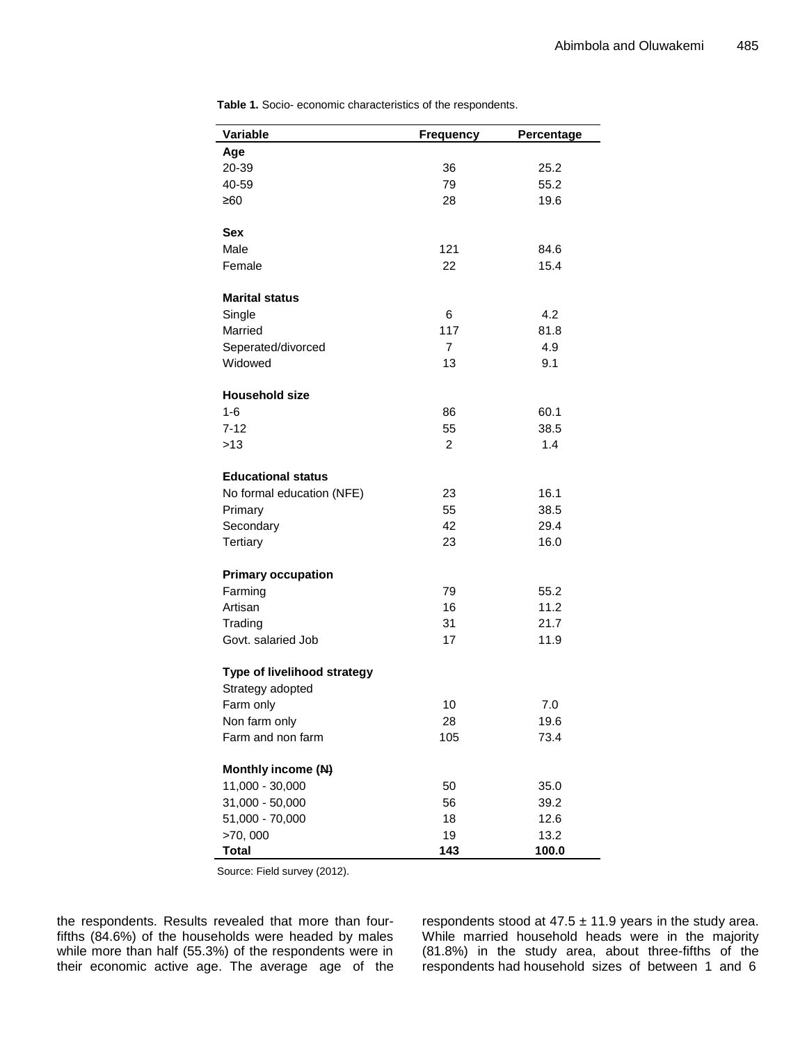**Table 1.** Socio- economic characteristics of the respondents.

| Variable | Frequency | Percentage |
|---|---|---|
| **Age** | | |
| 20-39 | 36 | 25.2 |
| 40-59 | 79 | 55.2 |
| ≥60 | 28 | 19.6 |
| | | |
| **Sex** | | |
| Male | 121 | 84.6 |
| Female | 22 | 15.4 |
| | | |
| **Marital status** | | |
| Single | 6 | 4.2 |
| Married | 117 | 81.8 |
| Seperated/divorced | 7 | 4.9 |
| Widowed | 13 | 9.1 |
| | | |
| **Household size** | | |
| 1-6 | 86 | 60.1 |
| 7-12 | 55 | 38.5 |
| >13 | 2 | 1.4 |
| | | |
| **Educational status** | | |
| No formal education (NFE) | 23 | 16.1 |
| Primary | 55 | 38.5 |
| Secondary | 42 | 29.4 |
| Tertiary | 23 | 16.0 |
| | | |
| **Primary occupation** | | |
| Farming | 79 | 55.2 |
| Artisan | 16 | 11.2 |
| Trading | 31 | 21.7 |
| Govt. salaried Job | 17 | 11.9 |
| | | |
| **Type of livelihood strategy** | | |
| Strategy adopted | | |
| Farm only | 10 | 7.0 |
| Non farm only | 28 | 19.6 |
| Farm and non farm | 105 | 73.4 |
| | | |
| **Monthly income (₦)** | | |
| 11,000 - 30,000 | 50 | 35.0 |
| 31,000 - 50,000 | 56 | 39.2 |
| 51,000 - 70,000 | 18 | 12.6 |
| >70, 000 | 19 | 13.2 |
| **Total** | **143** | **100.0** |

Source: Field survey (2012).

the respondents. Results revealed that more than four-fifths (84.6%) of the households were headed by males while more than half (55.3%) of the respondents were in their economic active age. The average age of the respondents stood at 47.5 ± 11.9 years in the study area. While married household heads were in the majority (81.8%) in the study area, about three-fifths of the respondents had household sizes of between 1 and 6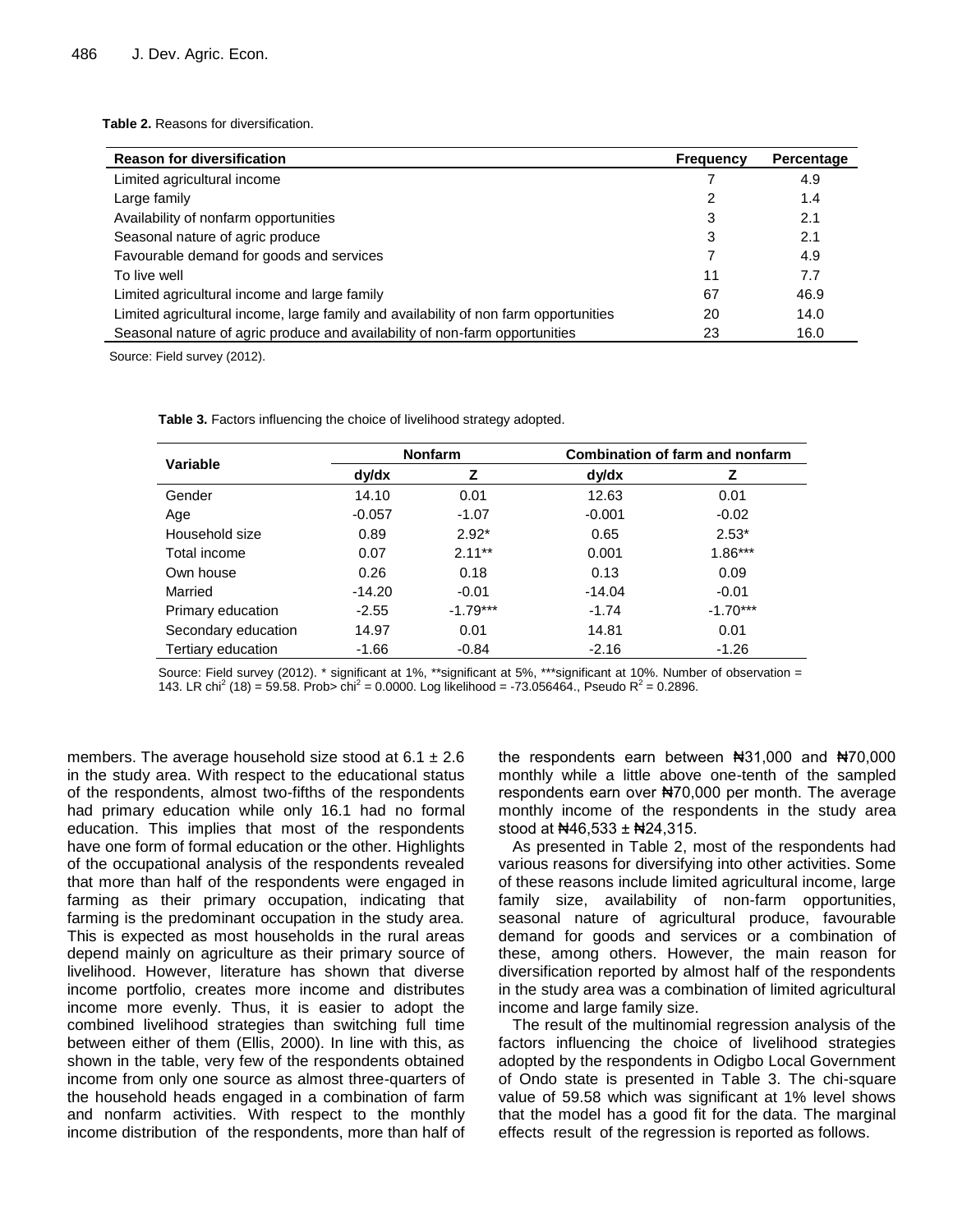**Table 2.** Reasons for diversification.

| Reason for diversification | Frequency | Percentage |
|---|---|---|
| Limited agricultural income | 7 | 4.9 |
| Large family | 2 | 1.4 |
| Availability of nonfarm opportunities | 3 | 2.1 |
| Seasonal nature of agric produce | 3 | 2.1 |
| Favourable demand for goods and services | 7 | 4.9 |
| To live well | 11 | 7.7 |
| Limited agricultural income and large family | 67 | 46.9 |
| Limited agricultural income, large family and availability of non farm opportunities | 20 | 14.0 |
| Seasonal nature of agric produce and availability of non-farm opportunities | 23 | 16.0 |

Source: Field survey (2012).

**Table 3.** Factors influencing the choice of livelihood strategy adopted.

| Variable | Nonfarm | | Combination of farm and nonfarm | |
|---|---|---|---|---|
| | dy/dx | Z | dy/dx | Z |
| Gender | 14.10 | 0.01 | 12.63 | 0.01 |
| Age | -0.057 | -1.07 | -0.001 | -0.02 |
| Household size | 0.89 | 2.92* | 0.65 | 2.53* |
| Total income | 0.07 | 2.11** | 0.001 | 1.86*** |
| Own house | 0.26 | 0.18 | 0.13 | 0.09 |
| Married | -14.20 | -0.01 | -14.04 | -0.01 |
| Primary education | -2.55 | -1.79*** | -1.74 | -1.70*** |
| Secondary education | 14.97 | 0.01 | 14.81 | 0.01 |
| Tertiary education | -1.66 | -0.84 | -2.16 | -1.26 |

Source: Field survey (2012). * significant at 1%, **significant at 5%, ***significant at 10%. Number of observation = 143. LR $chi^2$ (18) = 59.58. Prob> $chi^2$ = 0.0000. Log likelihood = -73.056464., Pseudo $R^2$ = 0.2896.

members. The average household size stood at 6.1 ± 2.6 in the study area. With respect to the educational status of the respondents, almost two-fifths of the respondents had primary education while only 16.1 had no formal education. This implies that most of the respondents have one form of formal education or the other. Highlights of the occupational analysis of the respondents revealed that more than half of the respondents were engaged in farming as their primary occupation, indicating that farming is the predominant occupation in the study area. This is expected as most households in the rural areas depend mainly on agriculture as their primary source of livelihood. However, literature has shown that diverse income portfolio, creates more income and distributes income more evenly. Thus, it is easier to adopt the combined livelihood strategies than switching full time between either of them (Ellis, 2000). In line with this, as shown in the table, very few of the respondents obtained income from only one source as almost three-quarters of the household heads engaged in a combination of farm and nonfarm activities. With respect to the monthly income distribution of the respondents, more than half of the respondents earn between ₦31,000 and ₦70,000 monthly while a little above one-tenth of the sampled respondents earn over ₦70,000 per month. The average monthly income of the respondents in the study area stood at ₦46,533 ± ₦24,315.

As presented in Table 2, most of the respondents had various reasons for diversifying into other activities. Some of these reasons include limited agricultural income, large family size, availability of non-farm opportunities, seasonal nature of agricultural produce, favourable demand for goods and services or a combination of these, among others. However, the main reason for diversification reported by almost half of the respondents in the study area was a combination of limited agricultural income and large family size.

The result of the multinomial regression analysis of the factors influencing the choice of livelihood strategies adopted by the respondents in Odigbo Local Government of Ondo state is presented in Table 3. The chi-square value of 59.58 which was significant at 1% level shows that the model has a good fit for the data. The marginal effects result of the regression is reported as follows.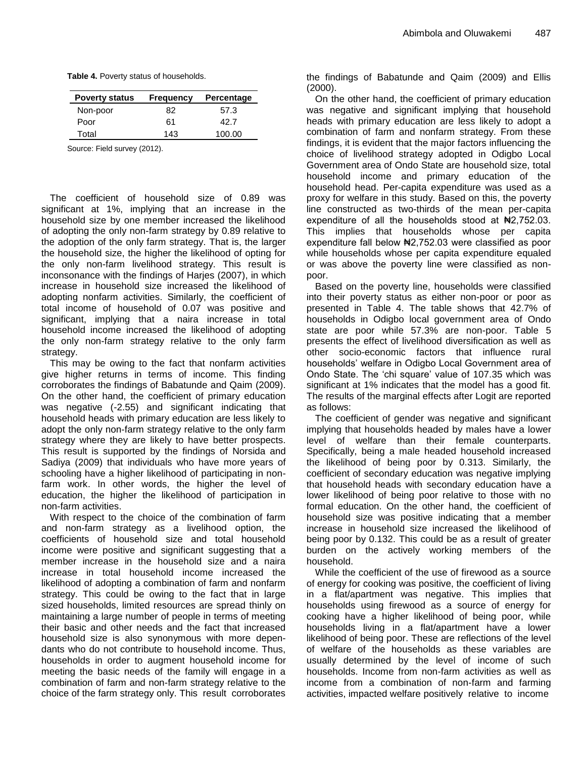**Table 4.** Poverty status of households.

| Poverty status | Frequency | Percentage |
|---|---|---|
| Non-poor | 82 | 57.3 |
| Poor | 61 | 42.7 |
| Total | 143 | 100.00 |

Source: Field survey (2012).

The coefficient of household size of 0.89 was significant at 1%, implying that an increase in the household size by one member increased the likelihood of adopting the only non-farm strategy by 0.89 relative to the adoption of the only farm strategy. That is, the larger the household size, the higher the likelihood of opting for the only non-farm livelihood strategy. This result is inconsonance with the findings of Harjes (2007), in which increase in household size increased the likelihood of adopting nonfarm activities. Similarly, the coefficient of total income of household of 0.07 was positive and significant, implying that a naira increase in total household income increased the likelihood of adopting the only non-farm strategy relative to the only farm strategy.

This may be owing to the fact that nonfarm activities give higher returns in terms of income. This finding corroborates the findings of Babatunde and Qaim (2009). On the other hand, the coefficient of primary education was negative (-2.55) and significant indicating that household heads with primary education are less likely to adopt the only non-farm strategy relative to the only farm strategy where they are likely to have better prospects. This result is supported by the findings of Norsida and Sadiya (2009) that individuals who have more years of schooling have a higher likelihood of participating in non-farm work. In other words, the higher the level of education, the higher the likelihood of participation in non-farm activities.

With respect to the choice of the combination of farm and non-farm strategy as a livelihood option, the coefficients of household size and total household income were positive and significant suggesting that a member increase in the household size and a naira increase in total household income increased the likelihood of adopting a combination of farm and nonfarm strategy. This could be owing to the fact that in large sized households, limited resources are spread thinly on maintaining a large number of people in terms of meeting their basic and other needs and the fact that increased household size is also synonymous with more dependants who do not contribute to household income. Thus, households in order to augment household income for meeting the basic needs of the family will engage in a combination of farm and non-farm strategy relative to the choice of the farm strategy only. This result corroborates the findings of Babatunde and Qaim (2009) and Ellis (2000).

On the other hand, the coefficient of primary education was negative and significant implying that household heads with primary education are less likely to adopt a combination of farm and nonfarm strategy. From these findings, it is evident that the major factors influencing the choice of livelihood strategy adopted in Odigbo Local Government area of Ondo State are household size, total household income and primary education of the household head. Per-capita expenditure was used as a proxy for welfare in this study. Based on this, the poverty line constructed as two-thirds of the mean per-capita expenditure of all the households stood at ₦2,752.03. This implies that households whose per capita expenditure fall below ₦2,752.03 were classified as poor while households whose per capita expenditure equaled or was above the poverty line were classified as non-poor.

Based on the poverty line, households were classified into their poverty status as either non-poor or poor as presented in Table 4. The table shows that 42.7% of households in Odigbo local government area of Ondo state are poor while 57.3% are non-poor. Table 5 presents the effect of livelihood diversification as well as other socio-economic factors that influence rural households' welfare in Odigbo Local Government area of Ondo State. The 'chi square' value of 107.35 which was significant at 1% indicates that the model has a good fit. The results of the marginal effects after Logit are reported as follows:

The coefficient of gender was negative and significant implying that households headed by males have a lower level of welfare than their female counterparts. Specifically, being a male headed household increased the likelihood of being poor by 0.313. Similarly, the coefficient of secondary education was negative implying that household heads with secondary education have a lower likelihood of being poor relative to those with no formal education. On the other hand, the coefficient of household size was positive indicating that a member increase in household size increased the likelihood of being poor by 0.132. This could be as a result of greater burden on the actively working members of the household.

While the coefficient of the use of firewood as a source of energy for cooking was positive, the coefficient of living in a flat/apartment was negative. This implies that households using firewood as a source of energy for cooking have a higher likelihood of being poor, while households living in a flat/apartment have a lower likelihood of being poor. These are reflections of the level of welfare of the households as these variables are usually determined by the level of income of such households. Income from non-farm activities as well as income from a combination of non-farm and farming activities, impacted welfare positively relative to income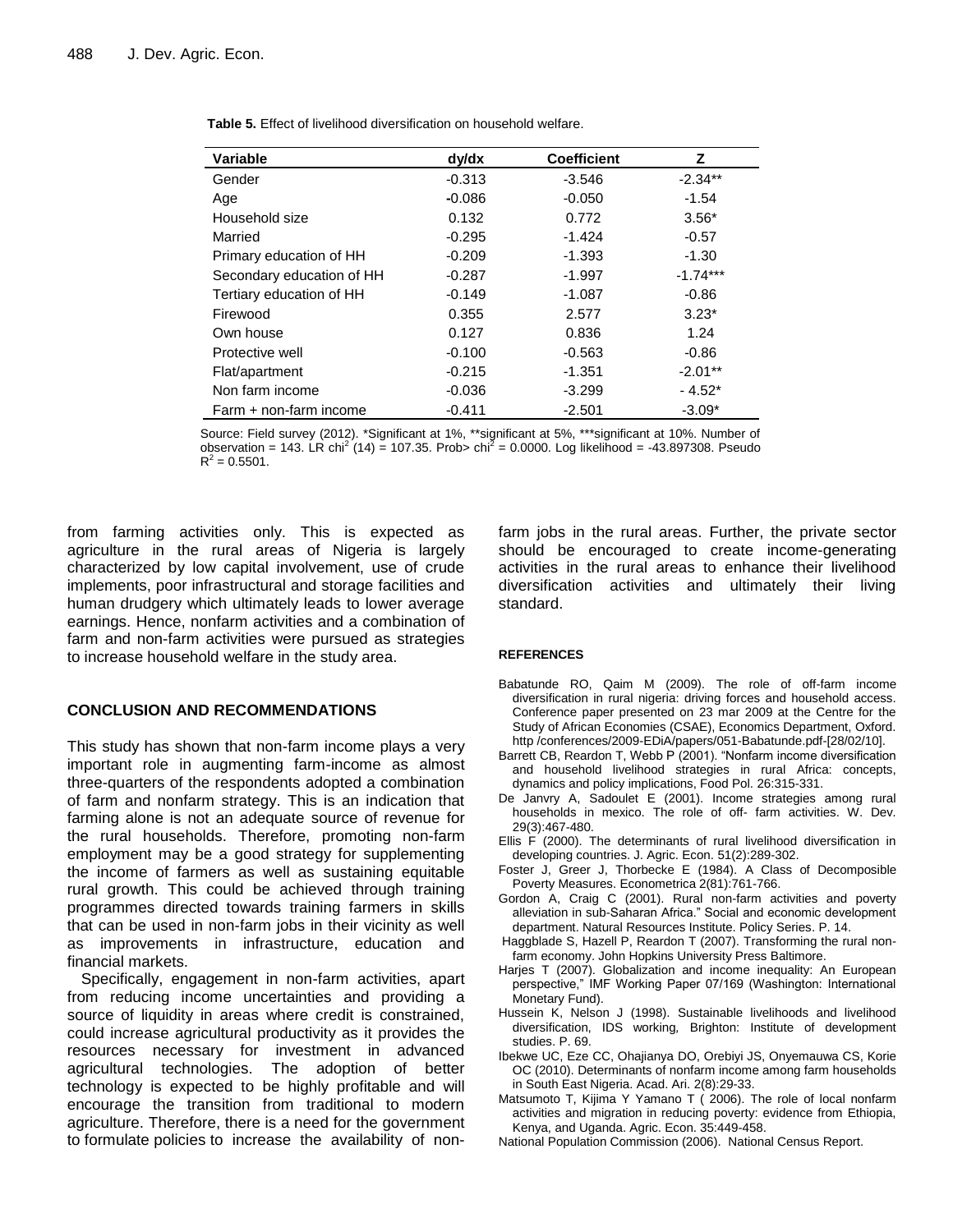**Table 5.** Effect of livelihood diversification on household welfare.

| Variable | dy/dx | Coefficient | Z |
|---|---|---|---|
| Gender | -0.313 | -3.546 | -2.34** |
| Age | -0.086 | -0.050 | -1.54 |
| Household size | 0.132 | 0.772 | 3.56* |
| Married | -0.295 | -1.424 | -0.57 |
| Primary education of HH | -0.209 | -1.393 | -1.30 |
| Secondary education of HH | -0.287 | -1.997 | -1.74*** |
| Tertiary education of HH | -0.149 | -1.087 | -0.86 |
| Firewood | 0.355 | 2.577 | 3.23* |
| Own house | 0.127 | 0.836 | 1.24 |
| Protective well | -0.100 | -0.563 | -0.86 |
| Flat/apartment | -0.215 | -1.351 | -2.01** |
| Non farm income | -0.036 | -3.299 | - 4.52* |
| Farm + non-farm income | -0.411 | -2.501 | -3.09* |

Source: Field survey (2012). *Significant at 1%, **significant at 5%, ***significant at 10%. Number of observation = 143. LR $chi^2$ (14) = 107.35. Prob> $chi^2$ = 0.0000. Log likelihood = -43.897308. Pseudo $R^2$ = 0.5501.

from farming activities only. This is expected as agriculture in the rural areas of Nigeria is largely characterized by low capital involvement, use of crude implements, poor infrastructural and storage facilities and human drudgery which ultimately leads to lower average earnings. Hence, nonfarm activities and a combination of farm and non-farm activities were pursued as strategies to increase household welfare in the study area.

## CONCLUSION AND RECOMMENDATIONS

This study has shown that non-farm income plays a very important role in augmenting farm-income as almost three-quarters of the respondents adopted a combination of farm and nonfarm strategy. This is an indication that farming alone is not an adequate source of revenue for the rural households. Therefore, promoting non-farm employment may be a good strategy for supplementing the income of farmers as well as sustaining equitable rural growth. This could be achieved through training programmes directed towards training farmers in skills that can be used in non-farm jobs in their vicinity as well as improvements in infrastructure, education and financial markets.

Specifically, engagement in non-farm activities, apart from reducing income uncertainties and providing a source of liquidity in areas where credit is constrained, could increase agricultural productivity as it provides the resources necessary for investment in advanced agricultural technologies. The adoption of better technology is expected to be highly profitable and will encourage the transition from traditional to modern agriculture. Therefore, there is a need for the government to formulate policies to increase the availability of non-farm jobs in the rural areas. Further, the private sector should be encouraged to create income-generating activities in the rural areas to enhance their livelihood diversification activities and ultimately their living standard.

## REFERENCES

Babatunde RO, Qaim M (2009). The role of off-farm income diversification in rural nigeria: driving forces and household access. Conference paper presented on 23 mar 2009 at the Centre for the Study of African Economies (CSAE), Economics Department, Oxford. http /conferences/2009-EDiA/papers/051-Babatunde.pdf-[28/02/10].

Barrett CB, Reardon T, Webb P (2001). "Nonfarm income diversification and household livelihood strategies in rural Africa: concepts, dynamics and policy implications, Food Pol. 26:315-331.

De Janvry A, Sadoulet E (2001). Income strategies among rural households in mexico. The role of off- farm activities. W. Dev. 29(3):467-480.

Ellis F (2000). The determinants of rural livelihood diversification in developing countries. J. Agric. Econ. 51(2):289-302.

Foster J, Greer J, Thorbecke E (1984). A Class of Decomposible Poverty Measures. Econometrica 2(81):761-766.

Gordon A, Craig C (2001). Rural non-farm activities and poverty alleviation in sub-Saharan Africa." Social and economic development department. Natural Resources Institute. Policy Series. P. 14.

Haggblade S, Hazell P, Reardon T (2007). Transforming the rural non-farm economy. John Hopkins University Press Baltimore.

Harjes T (2007). Globalization and income inequality: An European perspective," IMF Working Paper 07/169 (Washington: International Monetary Fund).

Hussein K, Nelson J (1998). Sustainable livelihoods and livelihood diversification, IDS working, Brighton: Institute of development studies. P. 69.

Ibekwe UC, Eze CC, Ohajianya DO, Orebiyi JS, Onyemauwa CS, Korie OC (2010). Determinants of nonfarm income among farm households in South East Nigeria. Acad. Ari. 2(8):29-33.

Matsumoto T, Kijima Y Yamano T ( 2006). The role of local nonfarm activities and migration in reducing poverty: evidence from Ethiopia, Kenya, and Uganda. Agric. Econ. 35:449-458.

National Population Commission (2006). National Census Report.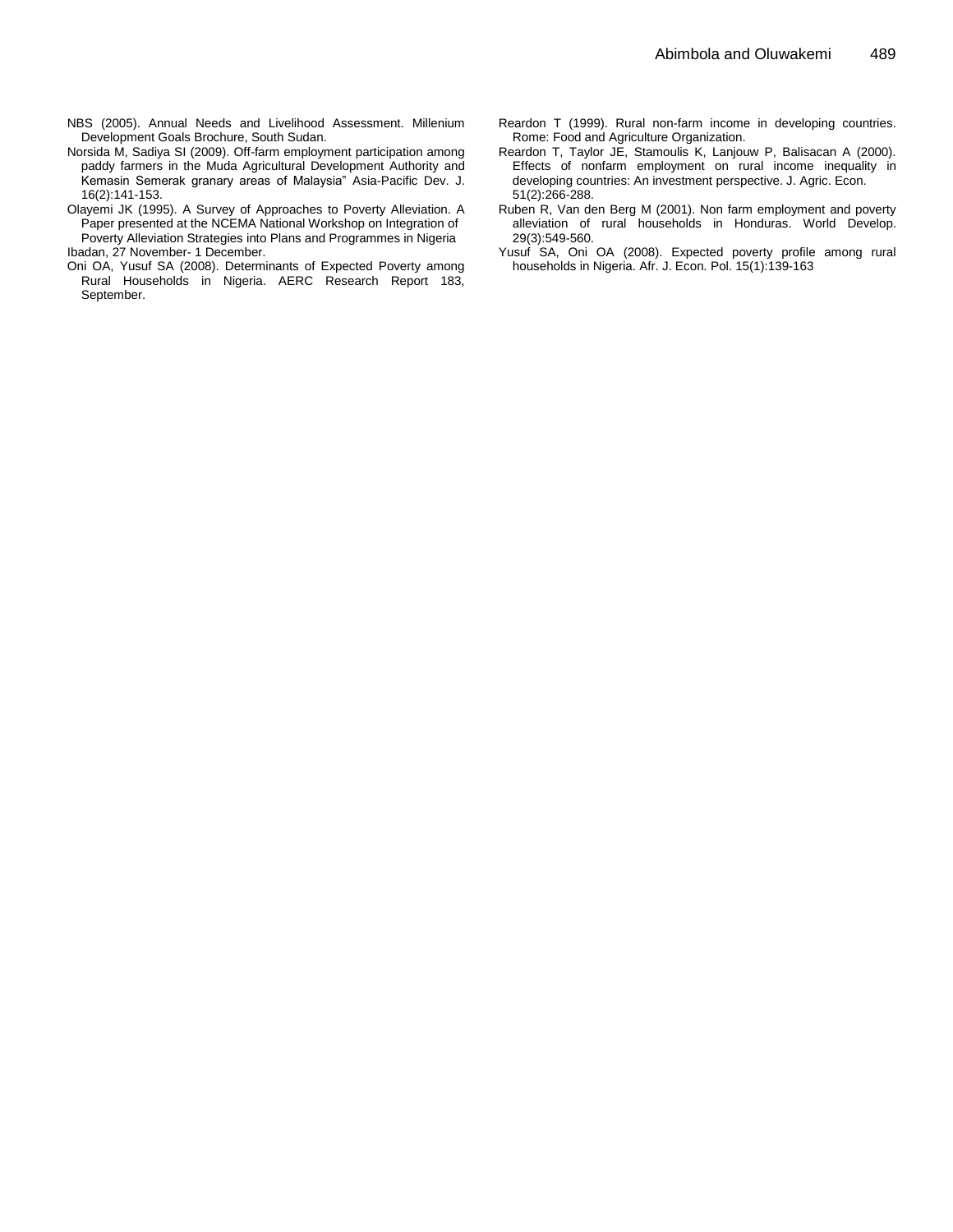NBS (2005). Annual Needs and Livelihood Assessment. Millenium Development Goals Brochure, South Sudan.

Norsida M, Sadiya SI (2009). Off-farm employment participation among paddy farmers in the Muda Agricultural Development Authority and Kemasin Semerak granary areas of Malaysia" Asia-Pacific Dev. J. 16(2):141-153.

Olayemi JK (1995). A Survey of Approaches to Poverty Alleviation. A Paper presented at the NCEMA National Workshop on Integration of Poverty Alleviation Strategies into Plans and Programmes in Nigeria Ibadan, 27 November- 1 December.

Oni OA, Yusuf SA (2008). Determinants of Expected Poverty among Rural Households in Nigeria. AERC Research Report 183, September.

Reardon T (1999). Rural non-farm income in developing countries. Rome: Food and Agriculture Organization.

Reardon T, Taylor JE, Stamoulis K, Lanjouw P, Balisacan A (2000). Effects of nonfarm employment on rural income inequality in developing countries: An investment perspective. J. Agric. Econ. 51(2):266-288.

Ruben R, Van den Berg M (2001). Non farm employment and poverty alleviation of rural households in Honduras. World Develop. 29(3):549-560.

Yusuf SA, Oni OA (2008). Expected poverty profile among rural households in Nigeria. Afr. J. Econ. Pol. 15(1):139-163